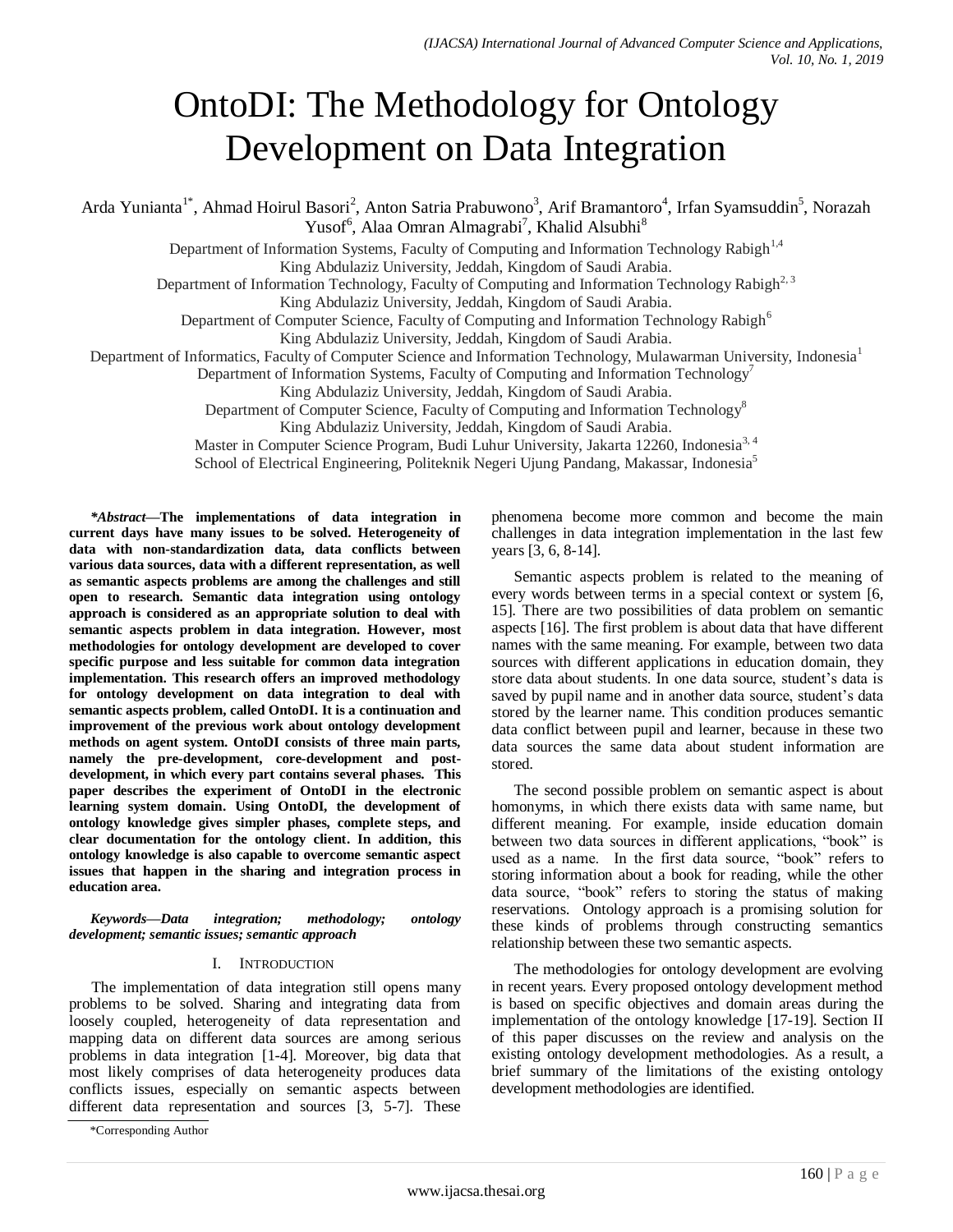# OntoDI: The Methodology for Ontology Development on Data Integration

Arda Yunianta[1*], Ahmad Hoirul Basori[2], Anton Satria Prabuwono[3], Arif Bramantoro[4], Irfan Syamsuddin[5], Norazah Yusof[6], Alaa Omran Almagrabi[7], Khalid Alsubhi[8]

Department of Information Systems, Faculty of Computing and Information Technology Rabigh[1,4]
King Abdulaziz University, Jeddah, Kingdom of Saudi Arabia.
Department of Information Technology, Faculty of Computing and Information Technology Rabigh[2, 3]
King Abdulaziz University, Jeddah, Kingdom of Saudi Arabia.
Department of Computer Science, Faculty of Computing and Information Technology Rabigh[6]
King Abdulaziz University, Jeddah, Kingdom of Saudi Arabia.
Department of Informatics, Faculty of Computer Science and Information Technology, Mulawarman University, Indonesia[1]
Department of Information Systems, Faculty of Computing and Information Technology[7]
King Abdulaziz University, Jeddah, Kingdom of Saudi Arabia.
Department of Computer Science, Faculty of Computing and Information Technology[8]
King Abdulaziz University, Jeddah, Kingdom of Saudi Arabia.
Master in Computer Science Program, Budi Luhur University, Jakarta 12260, Indonesia[3, 4]
School of Electrical Engineering, Politeknik Negeri Ujung Pandang, Makassar, Indonesia[5]

***Abstract*—The implementations of data integration in current days have many issues to be solved. Heterogeneity of data with non-standardization data, data conflicts between various data sources, data with a different representation, as well as semantic aspects problems are among the challenges and still open to research. Semantic data integration using ontology approach is considered as an appropriate solution to deal with semantic aspects problem in data integration. However, most methodologies for ontology development are developed to cover specific purpose and less suitable for common data integration implementation. This research offers an improved methodology for ontology development on data integration to deal with semantic aspects problem, called OntoDI. It is a continuation and improvement of the previous work about ontology development methods on agent system. OntoDI consists of three main parts, namely the pre-development, core-development and post-development, in which every part contains several phases. This paper describes the experiment of OntoDI in the electronic learning system domain. Using OntoDI, the development of ontology knowledge gives simpler phases, complete steps, and clear documentation for the ontology client. In addition, this ontology knowledge is also capable to overcome semantic aspect issues that happen in the sharing and integration process in education area.**

***Keywords*—Data integration; methodology; ontology development; semantic issues; semantic approach**

## I. Introduction

The implementation of data integration still opens many problems to be solved. Sharing and integrating data from loosely coupled, heterogeneity of data representation and mapping data on different data sources are among serious problems in data integration [1-4]. Moreover, big data that most likely comprises of data heterogeneity produces data conflicts issues, especially on semantic aspects between different data representation and sources [3, 5-7]. These phenomena become more common and become the main challenges in data integration implementation in the last few years [3, 6, 8-14].

Semantic aspects problem is related to the meaning of every words between terms in a special context or system [6, 15]. There are two possibilities of data problem on semantic aspects [16]. The first problem is about data that have different names with the same meaning. For example, between two data sources with different applications in education domain, they store data about students. In one data source, student's data is saved by pupil name and in another data source, student's data stored by the learner name. This condition produces semantic data conflict between pupil and learner, because in these two data sources the same data about student information are stored.

The second possible problem on semantic aspect is about homonyms, in which there exists data with same name, but different meaning. For example, inside education domain between two data sources in different applications, "book" is used as a name. In the first data source, "book" refers to storing information about a book for reading, while the other data source, "book" refers to storing the status of making reservations. Ontology approach is a promising solution for these kinds of problems through constructing semantics relationship between these two semantic aspects.

The methodologies for ontology development are evolving in recent years. Every proposed ontology development method is based on specific objectives and domain areas during the implementation of the ontology knowledge [17-19]. Section II of this paper discusses on the review and analysis on the existing ontology development methodologies. As a result, a brief summary of the limitations of the existing ontology development methodologies are identified.

*Corresponding Author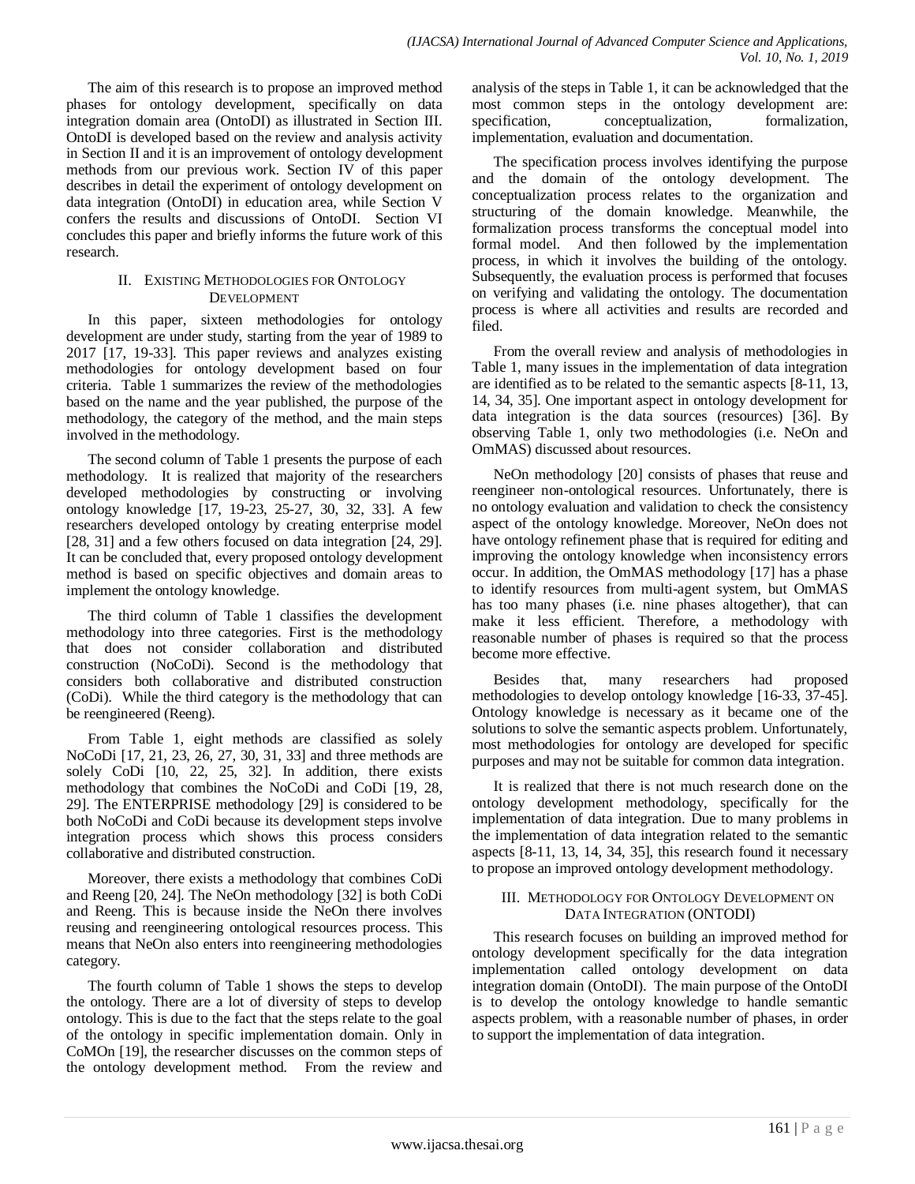The aim of this research is to propose an improved method phases for ontology development, specifically on data integration domain area (OntoDI) as illustrated in Section III. OntoDI is developed based on the review and analysis activity in Section II and it is an improvement of ontology development methods from our previous work. Section IV of this paper describes in detail the experiment of ontology development on data integration (OntoDI) in education area, while Section V confers the results and discussions of OntoDI. Section VI concludes this paper and briefly informs the future work of this research.

## II. Existing Methodologies for Ontology Development

In this paper, sixteen methodologies for ontology development are under study, starting from the year of 1989 to 2017 [17, 19-33]. This paper reviews and analyzes existing methodologies for ontology development based on four criteria. Table 1 summarizes the review of the methodologies based on the name and the year published, the purpose of the methodology, the category of the method, and the main steps involved in the methodology.

The second column of Table 1 presents the purpose of each methodology. It is realized that majority of the researchers developed methodologies by constructing or involving ontology knowledge [17, 19-23, 25-27, 30, 32, 33]. A few researchers developed ontology by creating enterprise model [28, 31] and a few others focused on data integration [24, 29]. It can be concluded that, every proposed ontology development method is based on specific objectives and domain areas to implement the ontology knowledge.

The third column of Table 1 classifies the development methodology into three categories. First is the methodology that does not consider collaboration and distributed construction (NoCoDi). Second is the methodology that considers both collaborative and distributed construction (CoDi). While the third category is the methodology that can be reengineered (Reeng).

From Table 1, eight methods are classified as solely NoCoDi [17, 21, 23, 26, 27, 30, 31, 33] and three methods are solely CoDi [10, 22, 25, 32]. In addition, there exists methodology that combines the NoCoDi and CoDi [19, 28, 29]. The ENTERPRISE methodology [29] is considered to be both NoCoDi and CoDi because its development steps involve integration process which shows this process considers collaborative and distributed construction.

Moreover, there exists a methodology that combines CoDi and Reeng [20, 24]. The NeOn methodology [32] is both CoDi and Reeng. This is because inside the NeOn there involves reusing and reengineering ontological resources process. This means that NeOn also enters into reengineering methodologies category.

The fourth column of Table 1 shows the steps to develop the ontology. There are a lot of diversity of steps to develop ontology. This is due to the fact that the steps relate to the goal of the ontology in specific implementation domain. Only in CoMOn [19], the researcher discusses on the common steps of the ontology development method. From the review and analysis of the steps in Table 1, it can be acknowledged that the most common steps in the ontology development are: specification, conceptualization, formalization, implementation, evaluation and documentation.

The specification process involves identifying the purpose and the domain of the ontology development. The conceptualization process relates to the organization and structuring of the domain knowledge. Meanwhile, the formalization process transforms the conceptual model into formal model. And then followed by the implementation process, in which it involves the building of the ontology. Subsequently, the evaluation process is performed that focuses on verifying and validating the ontology. The documentation process is where all activities and results are recorded and filed.

From the overall review and analysis of methodologies in Table 1, many issues in the implementation of data integration are identified as to be related to the semantic aspects [8-11, 13, 14, 34, 35]. One important aspect in ontology development for data integration is the data sources (resources) [36]. By observing Table 1, only two methodologies (i.e. NeOn and OmMAS) discussed about resources.

NeOn methodology [20] consists of phases that reuse and reengineer non-ontological resources. Unfortunately, there is no ontology evaluation and validation to check the consistency aspect of the ontology knowledge. Moreover, NeOn does not have ontology refinement phase that is required for editing and improving the ontology knowledge when inconsistency errors occur. In addition, the OmMAS methodology [17] has a phase to identify resources from multi-agent system, but OmMAS has too many phases (i.e. nine phases altogether), that can make it less efficient. Therefore, a methodology with reasonable number of phases is required so that the process become more effective.

Besides that, many researchers had proposed methodologies to develop ontology knowledge [16-33, 37-45]. Ontology knowledge is necessary as it became one of the solutions to solve the semantic aspects problem. Unfortunately, most methodologies for ontology are developed for specific purposes and may not be suitable for common data integration.

It is realized that there is not much research done on the ontology development methodology, specifically for the implementation of data integration. Due to many problems in the implementation of data integration related to the semantic aspects [8-11, 13, 14, 34, 35], this research found it necessary to propose an improved ontology development methodology.

## III. Methodology for Ontology Development on Data Integration (ONTODI)

This research focuses on building an improved method for ontology development specifically for the data integration implementation called ontology development on data integration domain (OntoDI). The main purpose of the OntoDI is to develop the ontology knowledge to handle semantic aspects problem, with a reasonable number of phases, in order to support the implementation of data integration.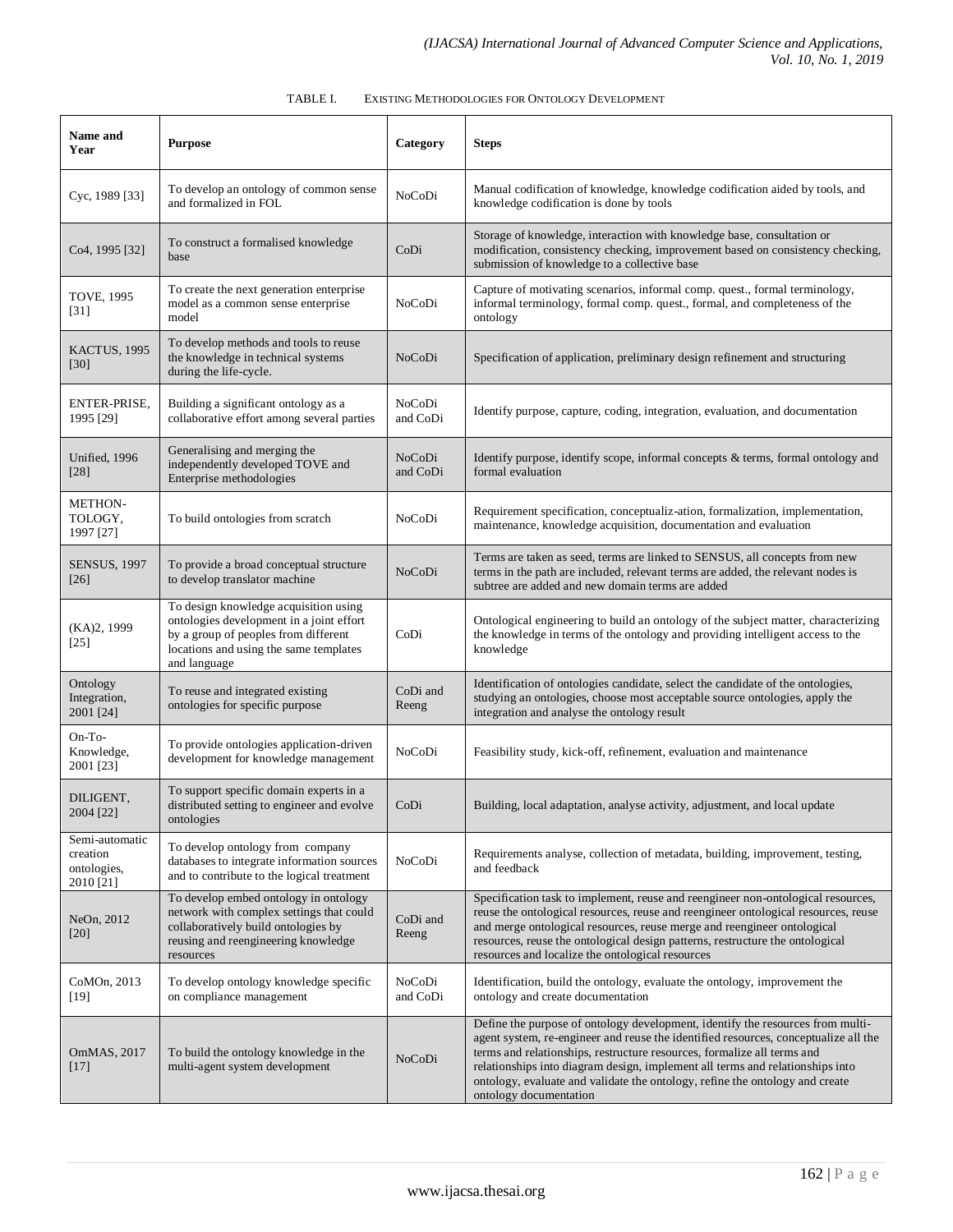TABLE I. Existing Methodologies for Ontology Development

| Name and Year | Purpose | Category | Steps |
|---|---|---|---|
| Cyc, 1989 [33] | To develop an ontology of common sense and formalized in FOL | NoCoDi | Manual codification of knowledge, knowledge codification aided by tools, and knowledge codification is done by tools |
| Co4, 1995 [32] | To construct a formalised knowledge base | CoDi | Storage of knowledge, interaction with knowledge base, consultation or modification, consistency checking, improvement based on consistency checking, submission of knowledge to a collective base |
| TOVE, 1995 [31] | To create the next generation enterprise model as a common sense enterprise model | NoCoDi | Capture of motivating scenarios, informal comp. quest., formal terminology, informal terminology, formal comp. quest., formal, and completeness of the ontology |
| KACTUS, 1995 [30] | To develop methods and tools to reuse the knowledge in technical systems during the life-cycle. | NoCoDi | Specification of application, preliminary design refinement and structuring |
| ENTER-PRISE, 1995 [29] | Building a significant ontology as a collaborative effort among several parties | NoCoDi and CoDi | Identify purpose, capture, coding, integration, evaluation, and documentation |
| Unified, 1996 [28] | Generalising and merging the independently developed TOVE and Enterprise methodologies | NoCoDi and CoDi | Identify purpose, identify scope, informal concepts & terms, formal ontology and formal evaluation |
| METHON-TOLOGY, 1997 [27] | To build ontologies from scratch | NoCoDi | Requirement specification, conceptualiz-ation, formalization, implementation, maintenance, knowledge acquisition, documentation and evaluation |
| SENSUS, 1997 [26] | To provide a broad conceptual structure to develop translator machine | NoCoDi | Terms are taken as seed, terms are linked to SENSUS, all concepts from new terms in the path are included, relevant terms are added, the relevant nodes is subtree are added and new domain terms are added |
| (KA)2, 1999 [25] | To design knowledge acquisition using ontologies development in a joint effort by a group of peoples from different locations and using the same templates and language | CoDi | Ontological engineering to build an ontology of the subject matter, characterizing the knowledge in terms of the ontology and providing intelligent access to the knowledge |
| Ontology Integration, 2001 [24] | To reuse and integrated existing ontologies for specific purpose | CoDi and Reeng | Identification of ontologies candidate, select the candidate of the ontologies, studying an ontologies, choose most acceptable source ontologies, apply the integration and analyse the ontology result |
| On-To-Knowledge, 2001 [23] | To provide ontologies application-driven development for knowledge management | NoCoDi | Feasibility study, kick-off, refinement, evaluation and maintenance |
| DILIGENT, 2004 [22] | To support specific domain experts in a distributed setting to engineer and evolve ontologies | CoDi | Building, local adaptation, analyse activity, adjustment, and local update |
| Semi-automatic creation ontologies, 2010 [21] | To develop ontology from company databases to integrate information sources and to contribute to the logical treatment | NoCoDi | Requirements analyse, collection of metadata, building, improvement, testing, and feedback |
| NeOn, 2012 [20] | To develop embed ontology in ontology network with complex settings that could collaboratively build ontologies by reusing and reengineering knowledge resources | CoDi and Reeng | Specification task to implement, reuse and reengineer non-ontological resources, reuse the ontological resources, reuse and reengineer ontological resources, reuse and merge ontological resources, reuse merge and reengineer ontological resources, reuse the ontological design patterns, restructure the ontological resources and localize the ontological resources |
| CoMOn, 2013 [19] | To develop ontology knowledge specific on compliance management | NoCoDi and CoDi | Identification, build the ontology, evaluate the ontology, improvement the ontology and create documentation |
| OmMAS, 2017 [17] | To build the ontology knowledge in the multi-agent system development | NoCoDi | Define the purpose of ontology development, identify the resources from multi-agent system, re-engineer and reuse the identified resources, conceptualize all the terms and relationships, restructure resources, formalize all terms and relationships into diagram design, implement all terms and relationships into ontology, evaluate and validate the ontology, refine the ontology and create ontology documentation |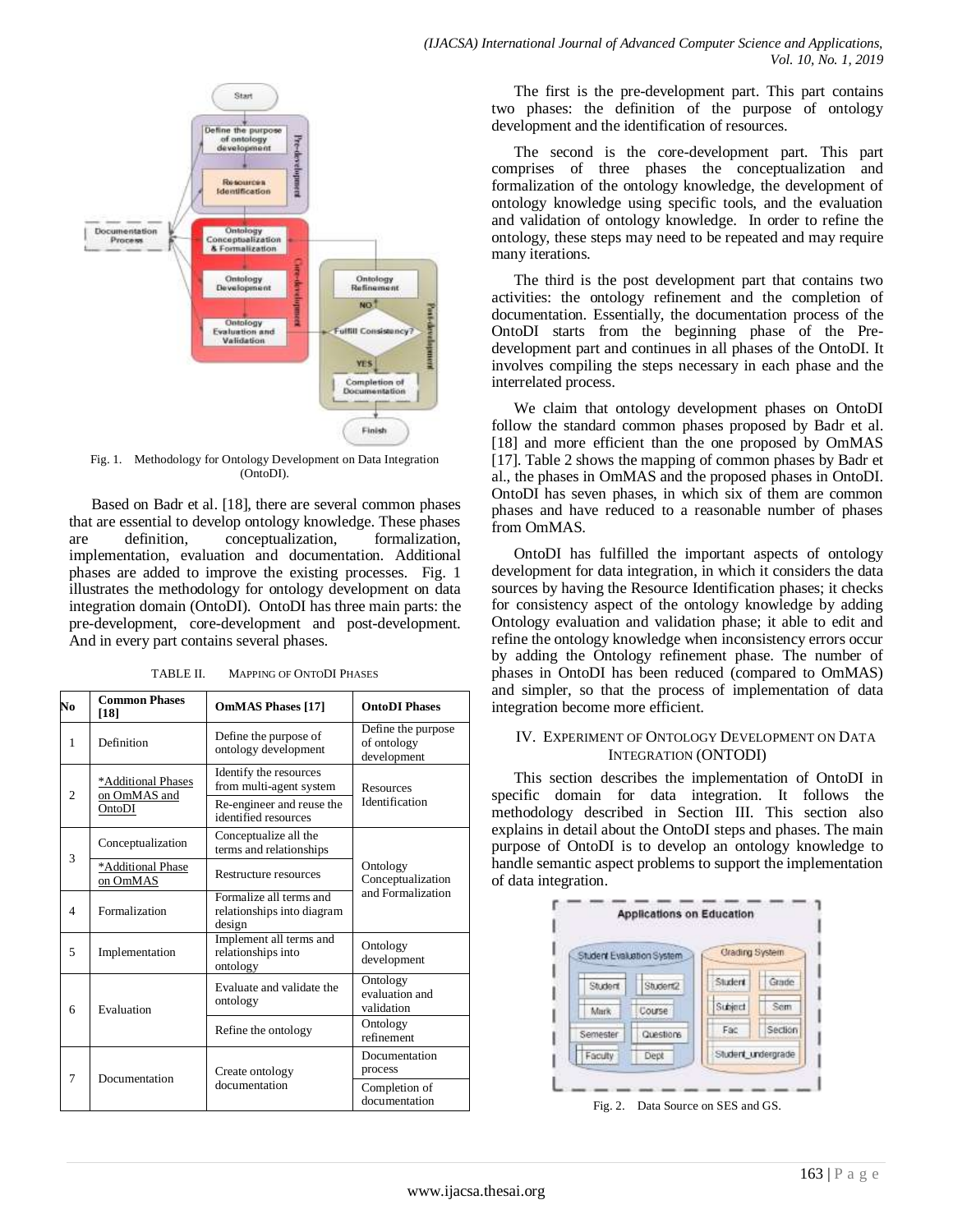Fig. 1. Methodology for Ontology Development on Data Integration (OntoDI).

Based on Badr et al. [18], there are several common phases that are essential to develop ontology knowledge. These phases are definition, conceptualization, formalization, implementation, evaluation and documentation. Additional phases are added to improve the existing processes. Fig. 1 illustrates the methodology for ontology development on data integration domain (OntoDI). OntoDI has three main parts: the pre-development, core-development and post-development. And in every part contains several phases.

TABLE II. MAPPING OF ONTODI PHASES

| No | Common Phases [18] | OmMAS Phases [17] | OntoDI Phases |
|---|---|---|---|
| 1 | Definition | Define the purpose of ontology development | Define the purpose of ontology development |
| 2 | *Additional Phases on OmMAS and OntoDI | Identify the resources from multi-agent system | Resources Identification |
| | | Re-engineer and reuse the identified resources | |
| 3 | Conceptualization | Conceptualize all the terms and relationships | Ontology Conceptualization and Formalization |
| | *Additional Phase on OmMAS | Restructure resources | |
| 4 | Formalization | Formalize all terms and relationships into diagram design | |
| 5 | Implementation | Implement all terms and relationships into ontology | Ontology development |
| 6 | Evaluation | Evaluate and validate the ontology | Ontology evaluation and validation |
| | | Refine the ontology | Ontology refinement |
| 7 | Documentation | Create ontology documentation | Documentation process |
| | | | Completion of documentation |

The first is the pre-development part. This part contains two phases: the definition of the purpose of ontology development and the identification of resources.

The second is the core-development part. This part comprises of three phases the conceptualization and formalization of the ontology knowledge, the development of ontology knowledge using specific tools, and the evaluation and validation of ontology knowledge. In order to refine the ontology, these steps may need to be repeated and may require many iterations.

The third is the post development part that contains two activities: the ontology refinement and the completion of documentation. Essentially, the documentation process of the OntoDI starts from the beginning phase of the Pre-development part and continues in all phases of the OntoDI. It involves compiling the steps necessary in each phase and the interrelated process.

We claim that ontology development phases on OntoDI follow the standard common phases proposed by Badr et al. [18] and more efficient than the one proposed by OmMAS [17]. Table 2 shows the mapping of common phases by Badr et al., the phases in OmMAS and the proposed phases in OntoDI. OntoDI has seven phases, in which six of them are common phases and have reduced to a reasonable number of phases from OmMAS.

OntoDI has fulfilled the important aspects of ontology development for data integration, in which it considers the data sources by having the Resource Identification phases; it checks for consistency aspect of the ontology knowledge by adding Ontology evaluation and validation phase; it able to edit and refine the ontology knowledge when inconsistency errors occur by adding the Ontology refinement phase. The number of phases in OntoDI has been reduced (compared to OmMAS) and simpler, so that the process of implementation of data integration become more efficient.

## IV. EXPERIMENT OF ONTOLOGY DEVELOPMENT ON DATA INTEGRATION (ONTODI)

This section describes the implementation of OntoDI in specific domain for data integration. It follows the methodology described in Section III. This section also explains in detail about the OntoDI steps and phases. The main purpose of OntoDI is to develop an ontology knowledge to handle semantic aspect problems to support the implementation of data integration.

Fig. 2. Data Source on SES and GS.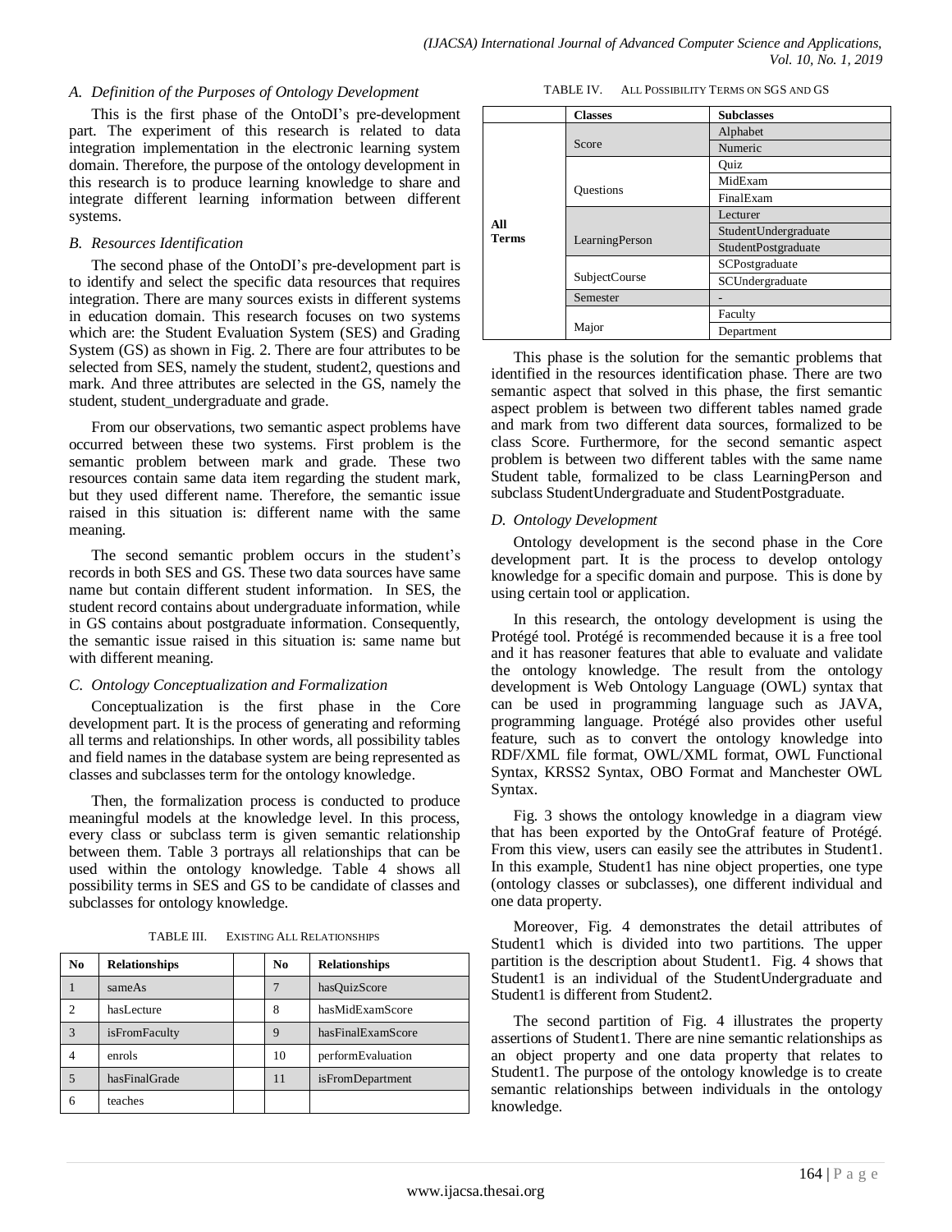### A. Definition of the Purposes of Ontology Development

This is the first phase of the OntoDI's pre-development part. The experiment of this research is related to data integration implementation in the electronic learning system domain. Therefore, the purpose of the ontology development in this research is to produce learning knowledge to share and integrate different learning information between different systems.

### B. Resources Identification

The second phase of the OntoDI's pre-development part is to identify and select the specific data resources that requires integration. There are many sources exists in different systems in education domain. This research focuses on two systems which are: the Student Evaluation System (SES) and Grading System (GS) as shown in Fig. 2. There are four attributes to be selected from SES, namely the student, student2, questions and mark. And three attributes are selected in the GS, namely the student, student_undergraduate and grade.

From our observations, two semantic aspect problems have occurred between these two systems. First problem is the semantic problem between mark and grade. These two resources contain same data item regarding the student mark, but they used different name. Therefore, the semantic issue raised in this situation is: different name with the same meaning.

The second semantic problem occurs in the student's records in both SES and GS. These two data sources have same name but contain different student information. In SES, the student record contains about undergraduate information, while in GS contains about postgraduate information. Consequently, the semantic issue raised in this situation is: same name but with different meaning.

### C. Ontology Conceptualization and Formalization

Conceptualization is the first phase in the Core development part. It is the process of generating and reforming all terms and relationships. In other words, all possibility tables and field names in the database system are being represented as classes and subclasses term for the ontology knowledge.

Then, the formalization process is conducted to produce meaningful models at the knowledge level. In this process, every class or subclass term is given semantic relationship between them. Table 3 portrays all relationships that can be used within the ontology knowledge. Table 4 shows all possibility terms in SES and GS to be candidate of classes and subclasses for ontology knowledge.

TABLE III. EXISTING ALL RELATIONSHIPS

| No | Relationships | | No | Relationships |
|---|---|---|---|---|
| 1 | sameAs | | 7 | hasQuizScore |
| 2 | hasLecture | | 8 | hasMidExamScore |
| 3 | isFromFaculty | | 9 | hasFinalExamScore |
| 4 | enrols | | 10 | performEvaluation |
| 5 | hasFinalGrade | | 11 | isFromDepartment |
| 6 | teaches | | | |

TABLE IV. ALL POSSIBILITY TERMS ON SGS AND GS

| | Classes | Subclasses |
|---|---|---|
| **All Terms** | Score | Alphabet |
| | | Numeric |
| | Questions | Quiz |
| | | MidExam |
| | | FinalExam |
| | LearningPerson | Lecturer |
| | | StudentUndergraduate |
| | | StudentPostgraduate |
| | SubjectCourse | SCPostgraduate |
| | | SCUndergraduate |
| | Semester | - |
| | Major | Faculty |
| | | Department |

This phase is the solution for the semantic problems that identified in the resources identification phase. There are two semantic aspect that solved in this phase, the first semantic aspect problem is between two different tables named grade and mark from two different data sources, formalized to be class Score. Furthermore, for the second semantic aspect problem is between two different tables with the same name Student table, formalized to be class LearningPerson and subclass StudentUndergraduate and StudentPostgraduate.

### D. Ontology Development

Ontology development is the second phase in the Core development part. It is the process to develop ontology knowledge for a specific domain and purpose. This is done by using certain tool or application.

In this research, the ontology development is using the Protégé tool. Protégé is recommended because it is a free tool and it has reasoner features that able to evaluate and validate the ontology knowledge. The result from the ontology development is Web Ontology Language (OWL) syntax that can be used in programming language such as JAVA, programming language. Protégé also provides other useful feature, such as to convert the ontology knowledge into RDF/XML file format, OWL/XML format, OWL Functional Syntax, KRSS2 Syntax, OBO Format and Manchester OWL Syntax.

Fig. 3 shows the ontology knowledge in a diagram view that has been exported by the OntoGraf feature of Protégé. From this view, users can easily see the attributes in Student1. In this example, Student1 has nine object properties, one type (ontology classes or subclasses), one different individual and one data property.

Moreover, Fig. 4 demonstrates the detail attributes of Student1 which is divided into two partitions. The upper partition is the description about Student1. Fig. 4 shows that Student1 is an individual of the StudentUndergraduate and Student1 is different from Student2.

The second partition of Fig. 4 illustrates the property assertions of Student1. There are nine semantic relationships as an object property and one data property that relates to Student1. The purpose of the ontology knowledge is to create semantic relationships between individuals in the ontology knowledge.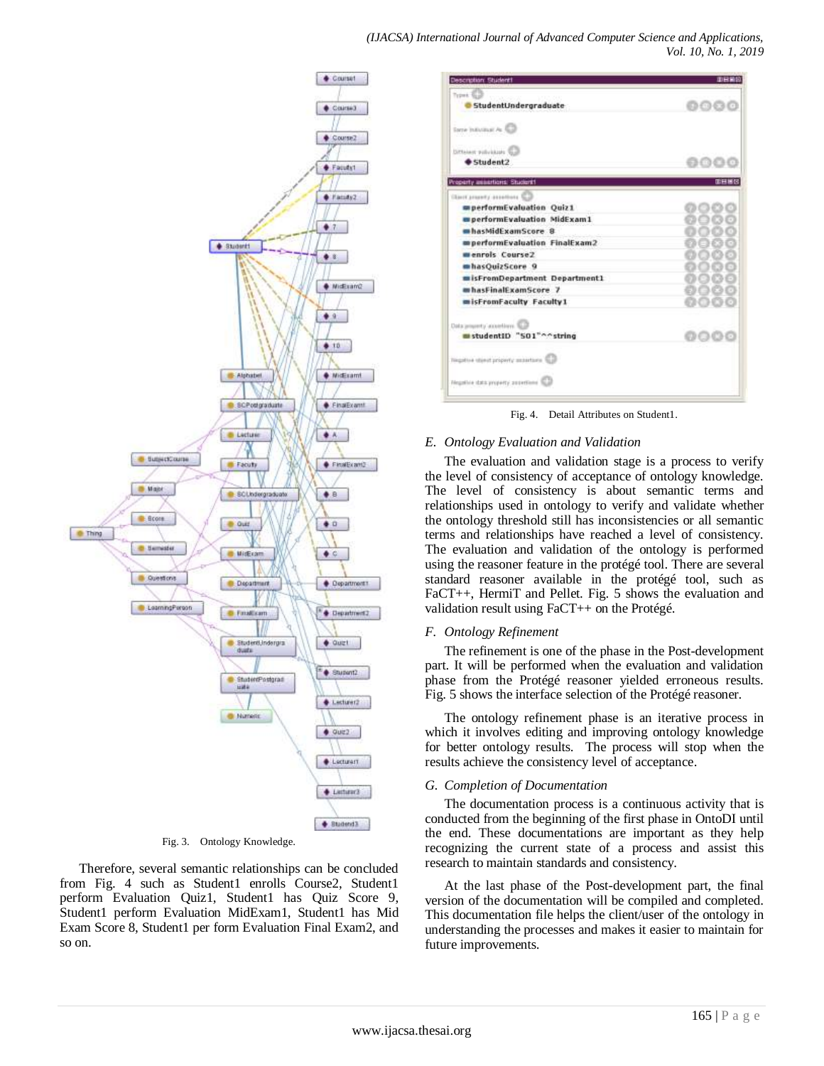Fig. 3. Ontology Knowledge.

Therefore, several semantic relationships can be concluded from Fig. 4 such as Student1 enrolls Course2, Student1 perform Evaluation Quiz1, Student1 has Quiz Score 9, Student1 perform Evaluation MidExam1, Student1 has Mid Exam Score 8, Student1 per form Evaluation Final Exam2, and so on.

Fig. 4. Detail Attributes on Student1.

### E. Ontology Evaluation and Validation

The evaluation and validation stage is a process to verify the level of consistency of acceptance of ontology knowledge. The level of consistency is about semantic terms and relationships used in ontology to verify and validate whether the ontology threshold still has inconsistencies or all semantic terms and relationships have reached a level of consistency. The evaluation and validation of the ontology is performed using the reasoner feature in the protégé tool. There are several standard reasoner available in the protégé tool, such as FaCT++, HermiT and Pellet. Fig. 5 shows the evaluation and validation result using FaCT++ on the Protégé.

### F. Ontology Refinement

The refinement is one of the phase in the Post-development part. It will be performed when the evaluation and validation phase from the Protégé reasoner yielded erroneous results. Fig. 5 shows the interface selection of the Protégé reasoner.

The ontology refinement phase is an iterative process in which it involves editing and improving ontology knowledge for better ontology results. The process will stop when the results achieve the consistency level of acceptance.

### G. Completion of Documentation

The documentation process is a continuous activity that is conducted from the beginning of the first phase in OntoDI until the end. These documentations are important as they help recognizing the current state of a process and assist this research to maintain standards and consistency.

At the last phase of the Post-development part, the final version of the documentation will be compiled and completed. This documentation file helps the client/user of the ontology in understanding the processes and makes it easier to maintain for future improvements.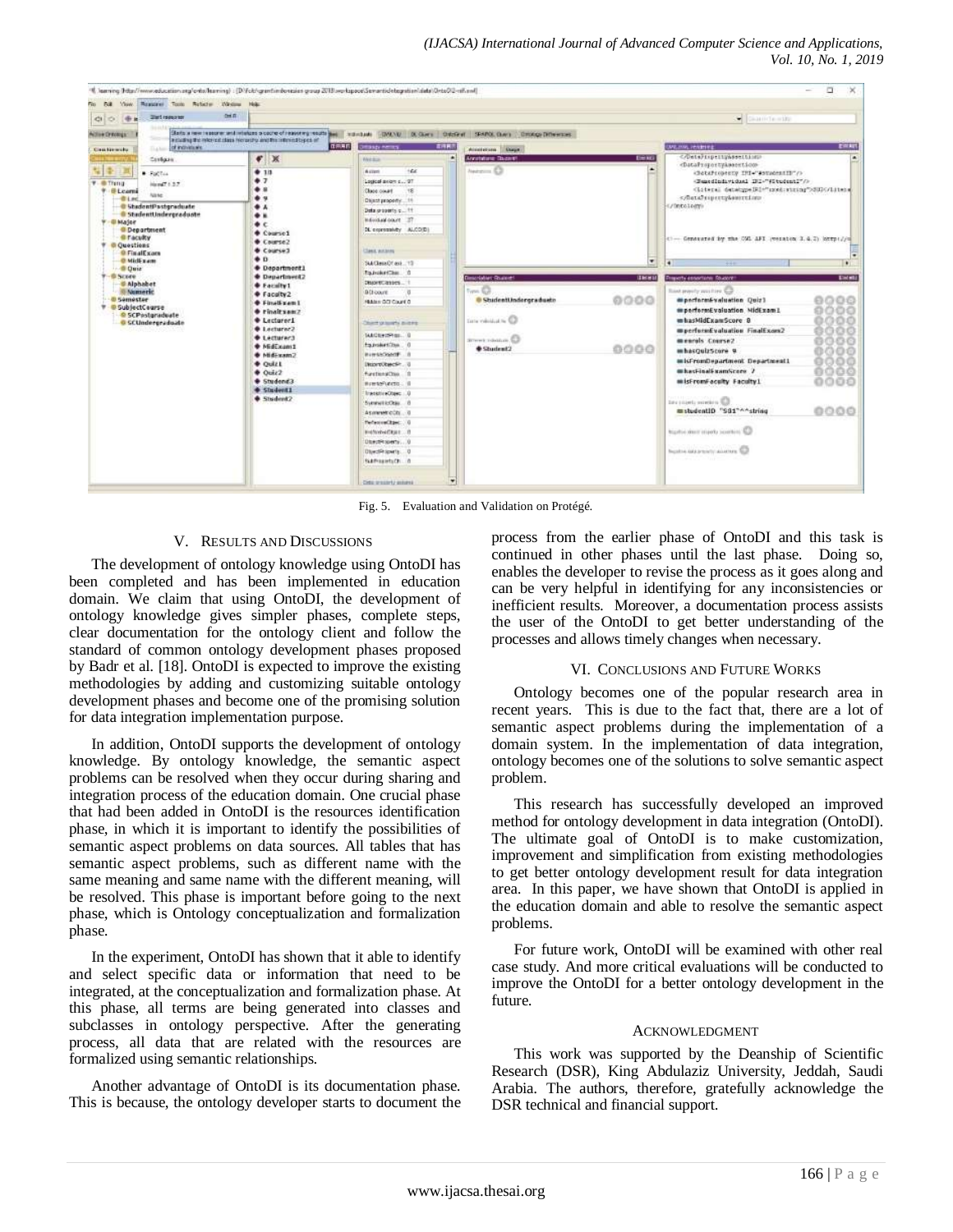Fig. 5. Evaluation and Validation on Protégé.

## V. Results and Discussions

The development of ontology knowledge using OntoDI has been completed and has been implemented in education domain. We claim that using OntoDI, the development of ontology knowledge gives simpler phases, complete steps, clear documentation for the ontology client and follow the standard of common ontology development phases proposed by Badr et al. [18]. OntoDI is expected to improve the existing methodologies by adding and customizing suitable ontology development phases and become one of the promising solution for data integration implementation purpose.

In addition, OntoDI supports the development of ontology knowledge. By ontology knowledge, the semantic aspect problems can be resolved when they occur during sharing and integration process of the education domain. One crucial phase that had been added in OntoDI is the resources identification phase, in which it is important to identify the possibilities of semantic aspect problems on data sources. All tables that has semantic aspect problems, such as different name with the same meaning and same name with the different meaning, will be resolved. This phase is important before going to the next phase, which is Ontology conceptualization and formalization phase.

In the experiment, OntoDI has shown that it able to identify and select specific data or information that need to be integrated, at the conceptualization and formalization phase. At this phase, all terms are being generated into classes and subclasses in ontology perspective. After the generating process, all data that are related with the resources are formalized using semantic relationships.

Another advantage of OntoDI is its documentation phase. This is because, the ontology developer starts to document the process from the earlier phase of OntoDI and this task is continued in other phases until the last phase. Doing so, enables the developer to revise the process as it goes along and can be very helpful in identifying for any inconsistencies or inefficient results. Moreover, a documentation process assists the user of the OntoDI to get better understanding of the processes and allows timely changes when necessary.

## VI. Conclusions and Future Works

Ontology becomes one of the popular research area in recent years. This is due to the fact that, there are a lot of semantic aspect problems during the implementation of a domain system. In the implementation of data integration, ontology becomes one of the solutions to solve semantic aspect problem.

This research has successfully developed an improved method for ontology development in data integration (OntoDI). The ultimate goal of OntoDI is to make customization, improvement and simplification from existing methodologies to get better ontology development result for data integration area. In this paper, we have shown that OntoDI is applied in the education domain and able to resolve the semantic aspect problems.

For future work, OntoDI will be examined with other real case study. And more critical evaluations will be conducted to improve the OntoDI for a better ontology development in the future.

## Acknowledgment

This work was supported by the Deanship of Scientific Research (DSR), King Abdulaziz University, Jeddah, Saudi Arabia. The authors, therefore, gratefully acknowledge the DSR technical and financial support.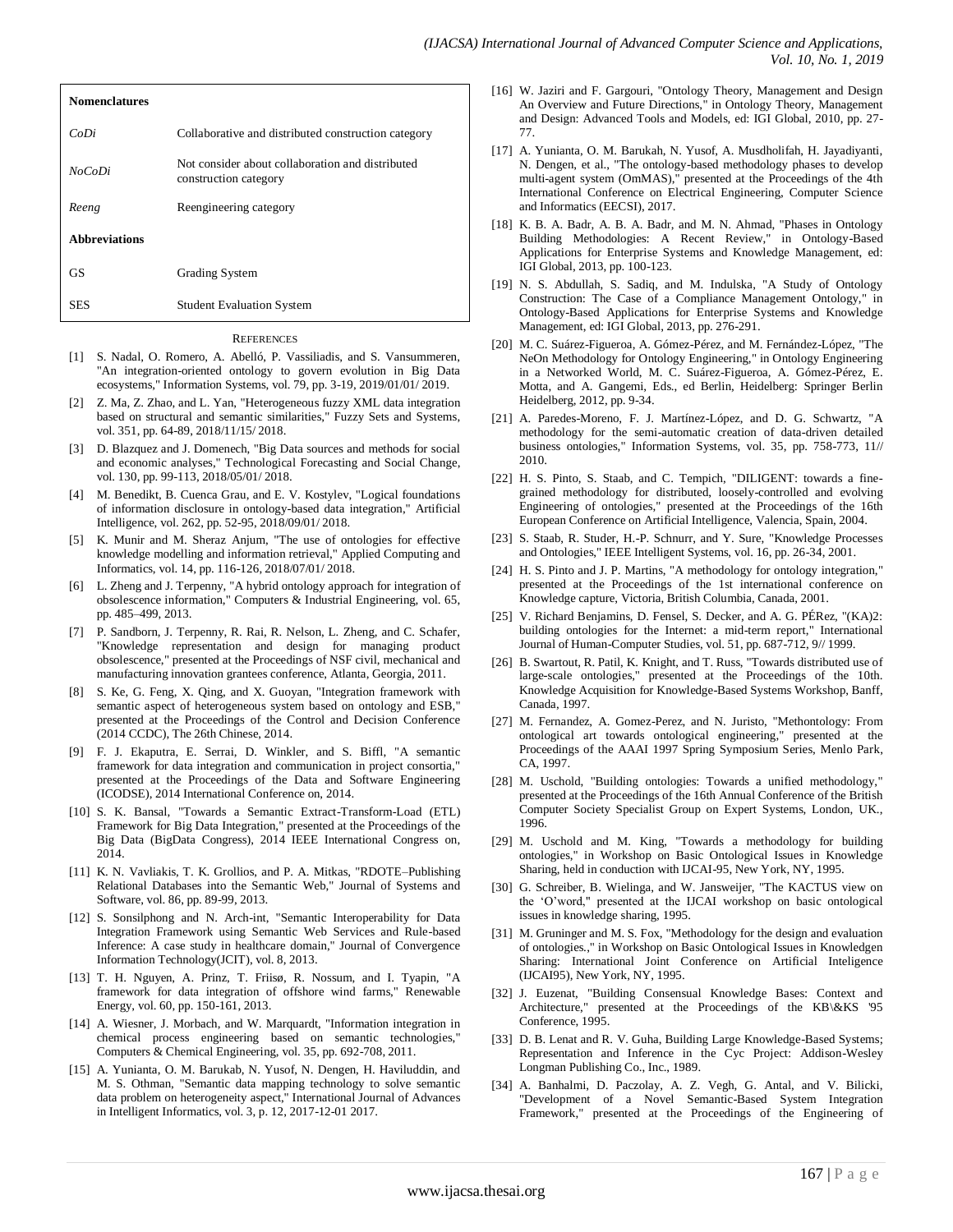| **Nomenclatures** | |
|---|---|
| *CoDi* | Collaborative and distributed construction category |
| *NoCoDi* | Not consider about collaboration and distributed construction category |
| *Reeng* | Reengineering category |
| **Abbreviations** | |
| GS | Grading System |
| SES | Student Evaluation System |

## References

[1] S. Nadal, O. Romero, A. Abelló, P. Vassiliadis, and S. Vansummeren, "An integration-oriented ontology to govern evolution in Big Data ecosystems," Information Systems, vol. 79, pp. 3-19, 2019/01/01/ 2019.

[2] Z. Ma, Z. Zhao, and L. Yan, "Heterogeneous fuzzy XML data integration based on structural and semantic similarities," Fuzzy Sets and Systems, vol. 351, pp. 64-89, 2018/11/15/ 2018.

[3] D. Blazquez and J. Domenech, "Big Data sources and methods for social and economic analyses," Technological Forecasting and Social Change, vol. 130, pp. 99-113, 2018/05/01/ 2018.

[4] M. Benedikt, B. Cuenca Grau, and E. V. Kostylev, "Logical foundations of information disclosure in ontology-based data integration," Artificial Intelligence, vol. 262, pp. 52-95, 2018/09/01/ 2018.

[5] K. Munir and M. Sheraz Anjum, "The use of ontologies for effective knowledge modelling and information retrieval," Applied Computing and Informatics, vol. 14, pp. 116-126, 2018/07/01/ 2018.

[6] L. Zheng and J. Terpenny, "A hybrid ontology approach for integration of obsolescence information," Computers & Industrial Engineering, vol. 65, pp. 485–499, 2013.

[7] P. Sandborn, J. Terpenny, R. Rai, R. Nelson, L. Zheng, and C. Schafer, "Knowledge representation and design for managing product obsolescence," presented at the Proceedings of NSF civil, mechanical and manufacturing innovation grantees conference, Atlanta, Georgia, 2011.

[8] S. Ke, G. Feng, X. Qing, and X. Guoyan, "Integration framework with semantic aspect of heterogeneous system based on ontology and ESB," presented at the Proceedings of the Control and Decision Conference (2014 CCDC), The 26th Chinese, 2014.

[9] F. J. Ekaputra, E. Serrai, D. Winkler, and S. Biffl, "A semantic framework for data integration and communication in project consortia," presented at the Proceedings of the Data and Software Engineering (ICODSE), 2014 International Conference on, 2014.

[10] S. K. Bansal, "Towards a Semantic Extract-Transform-Load (ETL) Framework for Big Data Integration," presented at the Proceedings of the Big Data (BigData Congress), 2014 IEEE International Congress on, 2014.

[11] K. N. Vavliakis, T. K. Grollios, and P. A. Mitkas, "RDOTE–Publishing Relational Databases into the Semantic Web," Journal of Systems and Software, vol. 86, pp. 89-99, 2013.

[12] S. Sonsilphong and N. Arch-int, "Semantic Interoperability for Data Integration Framework using Semantic Web Services and Rule-based Inference: A case study in healthcare domain," Journal of Convergence Information Technology(JCIT), vol. 8, 2013.

[13] T. H. Nguyen, A. Prinz, T. Friisø, R. Nossum, and I. Tyapin, "A framework for data integration of offshore wind farms," Renewable Energy, vol. 60, pp. 150-161, 2013.

[14] A. Wiesner, J. Morbach, and W. Marquardt, "Information integration in chemical process engineering based on semantic technologies," Computers & Chemical Engineering, vol. 35, pp. 692-708, 2011.

[15] A. Yunianta, O. M. Barukab, N. Yusof, N. Dengen, H. Haviluddin, and M. S. Othman, "Semantic data mapping technology to solve semantic data problem on heterogeneity aspect," International Journal of Advances in Intelligent Informatics, vol. 3, p. 12, 2017-12-01 2017.

[16] W. Jaziri and F. Gargouri, "Ontology Theory, Management and Design An Overview and Future Directions," in Ontology Theory, Management and Design: Advanced Tools and Models, ed: IGI Global, 2010, pp. 27-77.

[17] A. Yunianta, O. M. Barukah, N. Yusof, A. Musdholifah, H. Jayadiyanti, N. Dengen, et al., "The ontology-based methodology phases to develop multi-agent system (OmMAS)," presented at the Proceedings of the 4th International Conference on Electrical Engineering, Computer Science and Informatics (EECSI), 2017.

[18] K. B. A. Badr, A. B. A. Badr, and M. N. Ahmad, "Phases in Ontology Building Methodologies: A Recent Review," in Ontology-Based Applications for Enterprise Systems and Knowledge Management, ed: IGI Global, 2013, pp. 100-123.

[19] N. S. Abdullah, S. Sadiq, and M. Indulska, "A Study of Ontology Construction: The Case of a Compliance Management Ontology," in Ontology-Based Applications for Enterprise Systems and Knowledge Management, ed: IGI Global, 2013, pp. 276-291.

[20] M. C. Suárez-Figueroa, A. Gómez-Pérez, and M. Fernández-López, "The NeOn Methodology for Ontology Engineering," in Ontology Engineering in a Networked World, M. C. Suárez-Figueroa, A. Gómez-Pérez, E. Motta, and A. Gangemi, Eds., ed Berlin, Heidelberg: Springer Berlin Heidelberg, 2012, pp. 9-34.

[21] A. Paredes-Moreno, F. J. Martínez-López, and D. G. Schwartz, "A methodology for the semi-automatic creation of data-driven detailed business ontologies," Information Systems, vol. 35, pp. 758-773, 11// 2010.

[22] H. S. Pinto, S. Staab, and C. Tempich, "DILIGENT: towards a fine-grained methodology for distributed, loosely-controlled and evolving Engineering of ontologies," presented at the Proceedings of the 16th European Conference on Artificial Intelligence, Valencia, Spain, 2004.

[23] S. Staab, R. Studer, H.-P. Schnurr, and Y. Sure, "Knowledge Processes and Ontologies," IEEE Intelligent Systems, vol. 16, pp. 26-34, 2001.

[24] H. S. Pinto and J. P. Martins, "A methodology for ontology integration," presented at the Proceedings of the 1st international conference on Knowledge capture, Victoria, British Columbia, Canada, 2001.

[25] V. Richard Benjamins, D. Fensel, S. Decker, and A. G. PÉRez, "(KA)2: building ontologies for the Internet: a mid-term report," International Journal of Human-Computer Studies, vol. 51, pp. 687-712, 9// 1999.

[26] B. Swartout, R. Patil, K. Knight, and T. Russ, "Towards distributed use of large-scale ontologies," presented at the Proceedings of the 10th. Knowledge Acquisition for Knowledge-Based Systems Workshop, Banff, Canada, 1997.

[27] M. Fernandez, A. Gomez-Perez, and N. Juristo, "Methontology: From ontological art towards ontological engineering," presented at the Proceedings of the AAAI 1997 Spring Symposium Series, Menlo Park, CA, 1997.

[28] M. Uschold, "Building ontologies: Towards a unified methodology," presented at the Proceedings of the 16th Annual Conference of the British Computer Society Specialist Group on Expert Systems, London, UK., 1996.

[29] M. Uschold and M. King, "Towards a methodology for building ontologies," in Workshop on Basic Ontological Issues in Knowledge Sharing, held in conduction with IJCAI-95, New York, NY, 1995.

[30] G. Schreiber, B. Wielinga, and W. Jansweijer, "The KACTUS view on the 'O'word," presented at the IJCAI workshop on basic ontological issues in knowledge sharing, 1995.

[31] M. Gruninger and M. S. Fox, "Methodology for the design and evaluation of ontologies.," in Workshop on Basic Ontological Issues in Knowledgen Sharing: International Joint Conference on Artificial Inteligence (IJCAI95), New York, NY, 1995.

[32] J. Euzenat, "Building Consensual Knowledge Bases: Context and Architecture," presented at the Proceedings of the KB\&KS '95 Conference, 1995.

[33] D. B. Lenat and R. V. Guha, Building Large Knowledge-Based Systems; Representation and Inference in the Cyc Project: Addison-Wesley Longman Publishing Co., Inc., 1989.

[34] A. Banhalmi, D. Paczolay, A. Z. Vegh, G. Antal, and V. Bilicki, "Development of a Novel Semantic-Based System Integration Framework," presented at the Proceedings of the Engineering of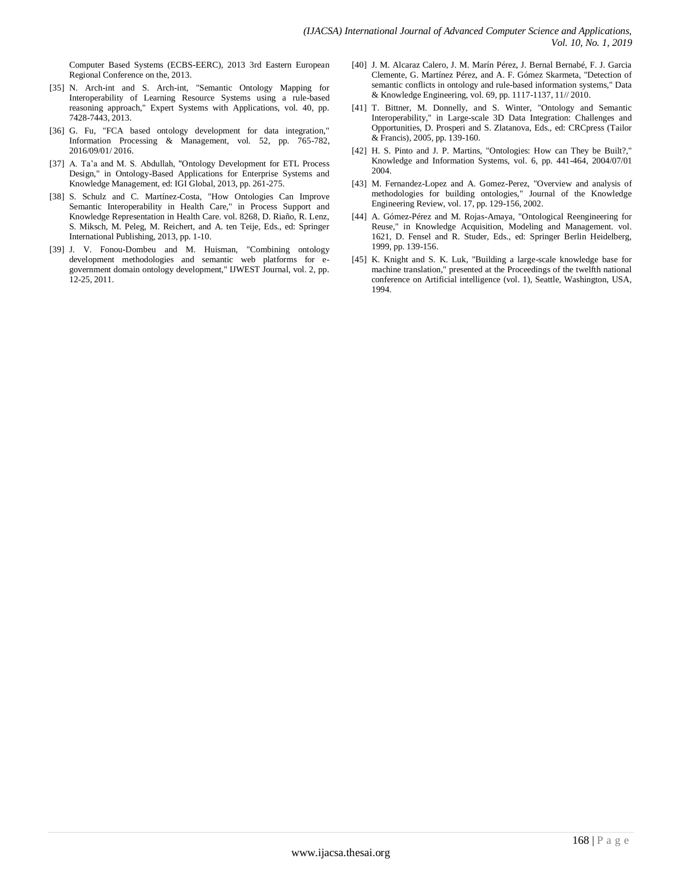Computer Based Systems (ECBS-EERC), 2013 3rd Eastern European Regional Conference on the, 2013.

[35] N. Arch-int and S. Arch-int, "Semantic Ontology Mapping for Interoperability of Learning Resource Systems using a rule-based reasoning approach," Expert Systems with Applications, vol. 40, pp. 7428-7443, 2013.

[36] G. Fu, "FCA based ontology development for data integration," Information Processing & Management, vol. 52, pp. 765-782, 2016/09/01/ 2016.

[37] A. Ta'a and M. S. Abdullah, "Ontology Development for ETL Process Design," in Ontology-Based Applications for Enterprise Systems and Knowledge Management, ed: IGI Global, 2013, pp. 261-275.

[38] S. Schulz and C. Martínez-Costa, "How Ontologies Can Improve Semantic Interoperability in Health Care," in Process Support and Knowledge Representation in Health Care. vol. 8268, D. Riaño, R. Lenz, S. Miksch, M. Peleg, M. Reichert, and A. ten Teije, Eds., ed: Springer International Publishing, 2013, pp. 1-10.

[39] J. V. Fonou-Dombeu and M. Huisman, "Combining ontology development methodologies and semantic web platforms for e-government domain ontology development," IJWEST Journal, vol. 2, pp. 12-25, 2011.

[40] J. M. Alcaraz Calero, J. M. Marín Pérez, J. Bernal Bernabé, F. J. Garcia Clemente, G. Martínez Pérez, and A. F. Gómez Skarmeta, "Detection of semantic conflicts in ontology and rule-based information systems," Data & Knowledge Engineering, vol. 69, pp. 1117-1137, 11// 2010.

[41] T. Bittner, M. Donnelly, and S. Winter, "Ontology and Semantic Interoperability," in Large-scale 3D Data Integration: Challenges and Opportunities, D. Prosperi and S. Zlatanova, Eds., ed: CRCpress (Tailor & Francis), 2005, pp. 139-160.

[42] H. S. Pinto and J. P. Martins, "Ontologies: How can They be Built?," Knowledge and Information Systems, vol. 6, pp. 441-464, 2004/07/01 2004.

[43] M. Fernandez-Lopez and A. Gomez-Perez, "Overview and analysis of methodologies for building ontologies," Journal of the Knowledge Engineering Review, vol. 17, pp. 129-156, 2002.

[44] A. Gómez-Pérez and M. Rojas-Amaya, "Ontological Reengineering for Reuse," in Knowledge Acquisition, Modeling and Management. vol. 1621, D. Fensel and R. Studer, Eds., ed: Springer Berlin Heidelberg, 1999, pp. 139-156.

[45] K. Knight and S. K. Luk, "Building a large-scale knowledge base for machine translation," presented at the Proceedings of the twelfth national conference on Artificial intelligence (vol. 1), Seattle, Washington, USA, 1994.